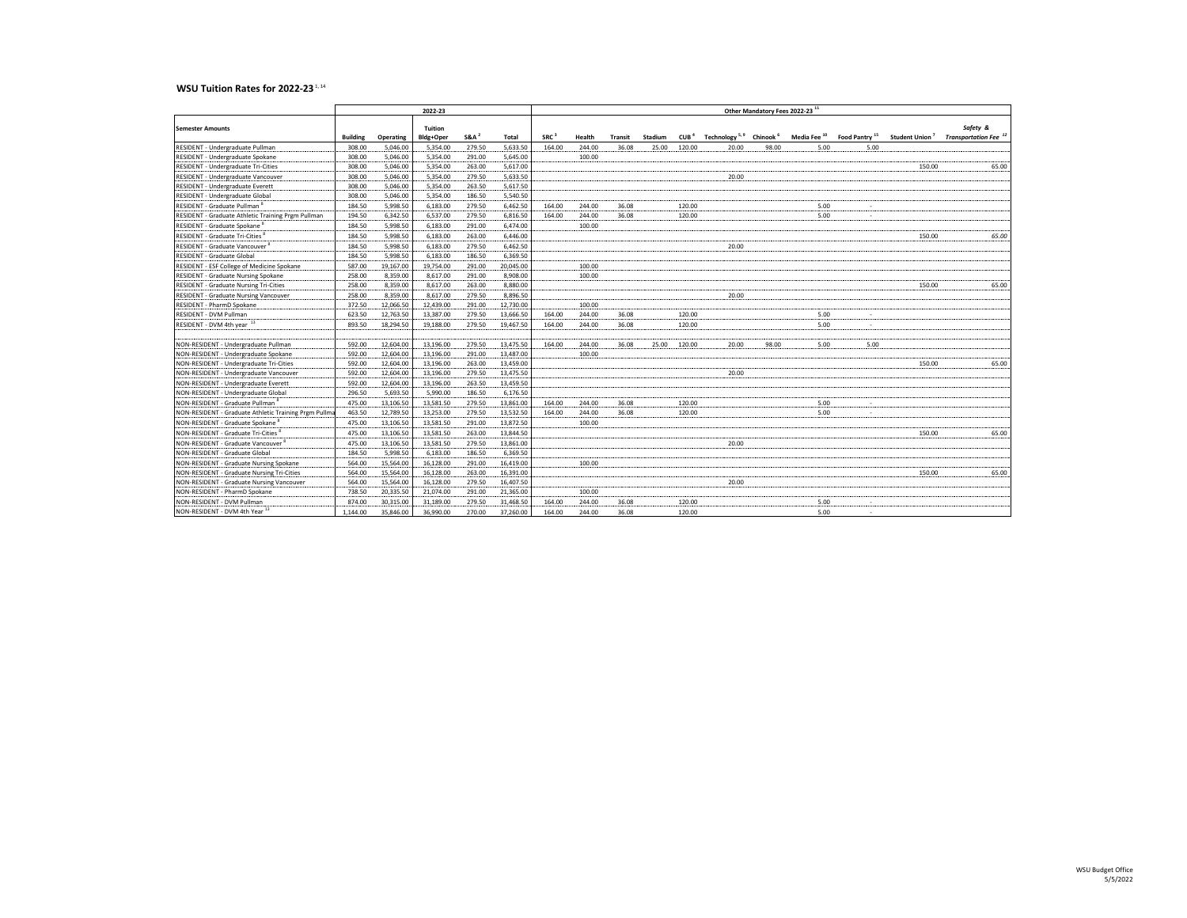## WSU Tuition Rates for 2022-23 [1, 14]

| Semester Amounts | 2022-23 | | | | | Other Mandatory Fees 2022-23 [11] | | | | | | | | | | |
|---|---|---|---|---|---|---|---|---|---|---|---|---|---|---|---|---|
| | Building | Operating | Tuition Bldg+Oper | S&A [2] | Total | SRC [3] | Health | Transit | Stadium | CUB [4] | Technology [5, 9] | Chinook [6] | Media Fee [10] | Food Pantry [15] | Student Union [7] | *Safety & Transportation Fee* [12] |
| RESIDENT - Undergraduate Pullman | 308.00 | 5,046.00 | 5,354.00 | 279.50 | 5,633.50 | 164.00 | 244.00 | 36.08 | 25.00 | 120.00 | 20.00 | 98.00 | 5.00 | 5.00 | | |
| RESIDENT - Undergraduate Spokane | 308.00 | 5,046.00 | 5,354.00 | 291.00 | 5,645.00 | | 100.00 | | | | | | | | | |
| RESIDENT - Undergraduate Tri-Cities | 308.00 | 5,046.00 | 5,354.00 | 263.00 | 5,617.00 | | | | | | | | | | 150.00 | 65.00 |
| RESIDENT - Undergraduate Vancouver | 308.00 | 5,046.00 | 5,354.00 | 279.50 | 5,633.50 | | | | | | 20.00 | | | | | |
| RESIDENT - Undergraduate Everett | 308.00 | 5,046.00 | 5,354.00 | 263.50 | 5,617.50 | | | | | | | | | | | |
| RESIDENT - Undergraduate Global | 308.00 | 5,046.00 | 5,354.00 | 186.50 | 5,540.50 | | | | | | | | | | | |
| RESIDENT - Graduate Pullman [8] | 184.50 | 5,998.50 | 6,183.00 | 279.50 | 6,462.50 | 164.00 | 244.00 | 36.08 | | 120.00 | | | 5.00 | - | | |
| RESIDENT - Graduate Athletic Training Prgm Pullman | 194.50 | 6,342.50 | 6,537.00 | 279.50 | 6,816.50 | 164.00 | 244.00 | 36.08 | | 120.00 | | | 5.00 | - | | |
| RESIDENT - Graduate Spokane [8] | 184.50 | 5,998.50 | 6,183.00 | 291.00 | 6,474.00 | | 100.00 | | | | | | | | | |
| RESIDENT - Graduate Tri-Cities [8] | 184.50 | 5,998.50 | 6,183.00 | 263.00 | 6,446.00 | | | | | | | | | | 150.00 | *65.00* |
| RESIDENT - Graduate Vancouver [8] | 184.50 | 5,998.50 | 6,183.00 | 279.50 | 6,462.50 | | | | | | 20.00 | | | | | |
| RESIDENT - Graduate Global | 184.50 | 5,998.50 | 6,183.00 | 186.50 | 6,369.50 | | | | | | | | | | | |
| RESIDENT - ESF College of Medicine Spokane | 587.00 | 19,167.00 | 19,754.00 | 291.00 | 20,045.00 | | 100.00 | | | | | | | | | |
| RESIDENT - Graduate Nursing Spokane | 258.00 | 8,359.00 | 8,617.00 | 291.00 | 8,908.00 | | 100.00 | | | | | | | | | |
| RESIDENT - Graduate Nursing Tri-Cities | 258.00 | 8,359.00 | 8,617.00 | 263.00 | 8,880.00 | | | | | | | | | | 150.00 | 65.00 |
| RESIDENT - Graduate Nursing Vancouver | 258.00 | 8,359.00 | 8,617.00 | 279.50 | 8,896.50 | | | | | | 20.00 | | | | | |
| RESIDENT - PharmD Spokane | 372.50 | 12,066.50 | 12,439.00 | 291.00 | 12,730.00 | | 100.00 | | | | | | | | | |
| RESIDENT - DVM Pullman | 623.50 | 12,763.50 | 13,387.00 | 279.50 | 13,666.50 | 164.00 | 244.00 | 36.08 | | 120.00 | | | 5.00 | - | | |
| RESIDENT - DVM 4th year [13] | 893.50 | 18,294.50 | 19,188.00 | 279.50 | 19,467.50 | 164.00 | 244.00 | 36.08 | | 120.00 | | | 5.00 | - | | |
| NON-RESIDENT - Undergraduate Pullman | 592.00 | 12,604.00 | 13,196.00 | 279.50 | 13,475.50 | 164.00 | 244.00 | 36.08 | 25.00 | 120.00 | 20.00 | 98.00 | 5.00 | 5.00 | | |
| NON-RESIDENT - Undergraduate Spokane | 592.00 | 12,604.00 | 13,196.00 | 291.00 | 13,487.00 | | 100.00 | | | | | | | | | |
| NON-RESIDENT - Undergraduate Tri-Cities | 592.00 | 12,604.00 | 13,196.00 | 263.00 | 13,459.00 | | | | | | | | | | 150.00 | 65.00 |
| NON-RESIDENT - Undergraduate Vancouver | 592.00 | 12,604.00 | 13,196.00 | 279.50 | 13,475.50 | | | | | | 20.00 | | | | | |
| NON-RESIDENT - Undergraduate Everett | 592.00 | 12,604.00 | 13,196.00 | 263.50 | 13,459.50 | | | | | | | | | | | |
| NON-RESIDENT - Undergraduate Global | 296.50 | 5,693.50 | 5,990.00 | 186.50 | 6,176.50 | | | | | | | | | | | |
| NON-RESIDENT - Graduate Pullman [8] | 475.00 | 13,106.50 | 13,581.50 | 279.50 | 13,861.00 | 164.00 | 244.00 | 36.08 | | 120.00 | | | 5.00 | - | | |
| NON-RESIDENT - Graduate Athletic Training Prgm Pullma | 463.50 | 12,789.50 | 13,253.00 | 279.50 | 13,532.50 | 164.00 | 244.00 | 36.08 | | 120.00 | | | 5.00 | - | | |
| NON-RESIDENT - Graduate Spokane [8] | 475.00 | 13,106.50 | 13,581.50 | 291.00 | 13,872.50 | | 100.00 | | | | | | | | | |
| NON-RESIDENT - Graduate Tri-Cities [8] | 475.00 | 13,106.50 | 13,581.50 | 263.00 | 13,844.50 | | | | | | | | | | 150.00 | 65.00 |
| NON-RESIDENT - Graduate Vancouver [8] | 475.00 | 13,106.50 | 13,581.50 | 279.50 | 13,861.00 | | | | | | 20.00 | | | | | |
| NON-RESIDENT - Graduate Global | 184.50 | 5,998.50 | 6,183.00 | 186.50 | 6,369.50 | | | | | | | | | | | |
| NON-RESIDENT - Graduate Nursing Spokane | 564.00 | 15,564.00 | 16,128.00 | 291.00 | 16,419.00 | | 100.00 | | | | | | | | | |
| NON-RESIDENT - Graduate Nursing Tri-Cities | 564.00 | 15,564.00 | 16,128.00 | 263.00 | 16,391.00 | | | | | | | | | | 150.00 | 65.00 |
| NON-RESIDENT - Graduate Nursing Vancouver | 564.00 | 15,564.00 | 16,128.00 | 279.50 | 16,407.50 | | | | | | 20.00 | | | | | |
| NON-RESIDENT - PharmD Spokane | 738.50 | 20,335.50 | 21,074.00 | 291.00 | 21,365.00 | | 100.00 | | | | | | | | | |
| NON-RESIDENT - DVM Pullman | 874.00 | 30,315.00 | 31,189.00 | 279.50 | 31,468.50 | 164.00 | 244.00 | 36.08 | | 120.00 | | | 5.00 | - | | |
| NON-RESIDENT - DVM 4th Year [13] | 1,144.00 | 35,846.00 | 36,990.00 | 270.00 | 37,260.00 | 164.00 | 244.00 | 36.08 | | 120.00 | | | 5.00 | - | | |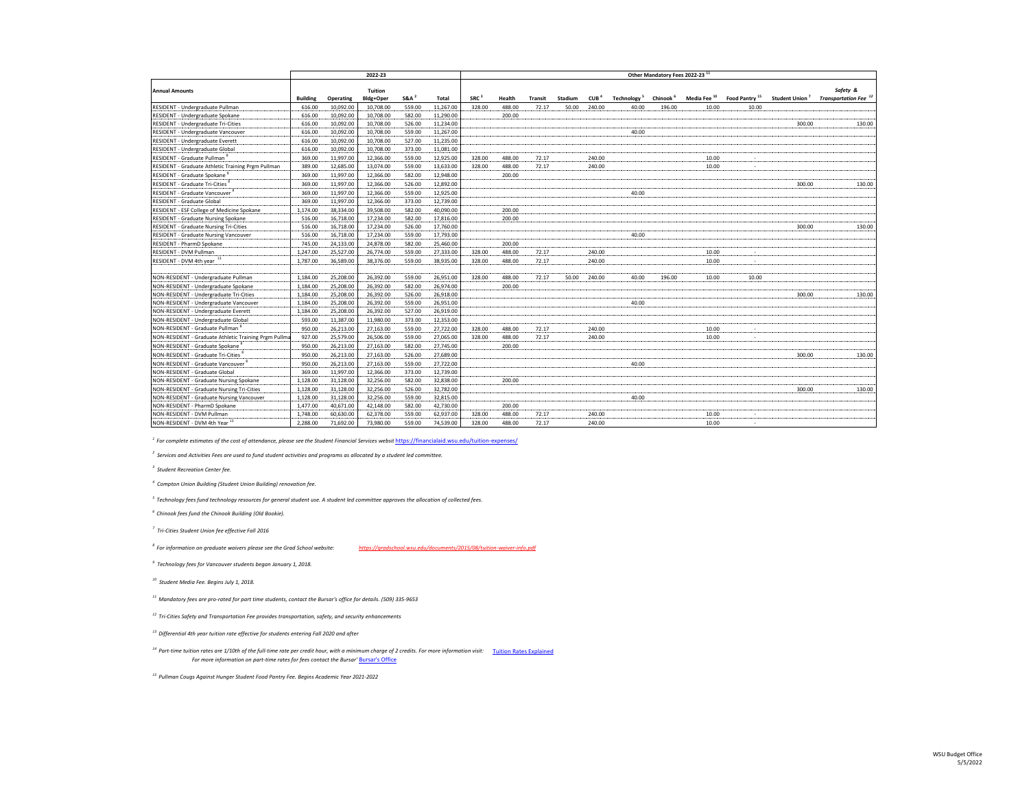| Annual Amounts | 2022-23 | | | | | Other Mandatory Fees 2022-23 [11] | | | | | | | | | | |
|---|---|---|---|---|---|---|---|---|---|---|---|---|---|---|---|---|
| | Building | Operating | Tuition Bldg+Oper | S&A [2] | Total | SRC [3] | Health | Transit | Stadium | CUB [4] | Technology [5] | Chinook [6] | Media Fee [10] | Food Pantry [15] | Student Union [7] | *Safety & Transportation Fee* [12] |
| RESIDENT - Undergraduate Pullman | 616.00 | 10,092.00 | 10,708.00 | 559.00 | 11,267.00 | 328.00 | 488.00 | 72.17 | 50.00 | 240.00 | 40.00 | 196.00 | 10.00 | 10.00 | | |
| RESIDENT - Undergraduate Spokane | 616.00 | 10,092.00 | 10,708.00 | 582.00 | 11,290.00 | | 200.00 | | | | | | | | | |
| RESIDENT - Undergraduate Tri-Cities | 616.00 | 10,092.00 | 10,708.00 | 526.00 | 11,234.00 | | | | | | | | | | 300.00 | 130.00 |
| RESIDENT - Undergraduate Vancouver | 616.00 | 10,092.00 | 10,708.00 | 559.00 | 11,267.00 | | | | | | 40.00 | | | | | |
| RESIDENT - Undergraduate Everett | 616.00 | 10,092.00 | 10,708.00 | 527.00 | 11,235.00 | | | | | | | | | | | |
| RESIDENT - Undergraduate Global | 616.00 | 10,092.00 | 10,708.00 | 373.00 | 11,081.00 | | | | | | | | | | | |
| RESIDENT - Graduate Pullman [8] | 369.00 | 11,997.00 | 12,366.00 | 559.00 | 12,925.00 | 328.00 | 488.00 | 72.17 | | 240.00 | | | 10.00 | - | | |
| RESIDENT - Graduate Athletic Training Prgm Pullman | 389.00 | 12,685.00 | 13,074.00 | 559.00 | 13,633.00 | 328.00 | 488.00 | 72.17 | | 240.00 | | | 10.00 | - | | |
| RESIDENT - Graduate Spokane [8] | 369.00 | 11,997.00 | 12,366.00 | 582.00 | 12,948.00 | | 200.00 | | | | | | | | | |
| RESIDENT - Graduate Tri-Cities [8] | 369.00 | 11,997.00 | 12,366.00 | 526.00 | 12,892.00 | | | | | | | | | | 300.00 | 130.00 |
| RESIDENT - Graduate Vancouver [8] | 369.00 | 11,997.00 | 12,366.00 | 559.00 | 12,925.00 | | | | | | 40.00 | | | | | |
| RESIDENT - Graduate Global | 369.00 | 11,997.00 | 12,366.00 | 373.00 | 12,739.00 | | | | | | | | | | | |
| RESIDENT - ESF College of Medicine Spokane | 1,174.00 | 38,334.00 | 39,508.00 | 582.00 | 40,090.00 | | 200.00 | | | | | | | | | |
| RESIDENT - Graduate Nursing Spokane | 516.00 | 16,718.00 | 17,234.00 | 582.00 | 17,816.00 | | 200.00 | | | | | | | | | |
| RESIDENT - Graduate Nursing Tri-Cities | 516.00 | 16,718.00 | 17,234.00 | 526.00 | 17,760.00 | | | | | | | | | | 300.00 | 130.00 |
| RESIDENT - Graduate Nursing Vancouver | 516.00 | 16,718.00 | 17,234.00 | 559.00 | 17,793.00 | | | | | | 40.00 | | | | | |
| RESIDENT - PharmD Spokane | 745.00 | 24,133.00 | 24,878.00 | 582.00 | 25,460.00 | | 200.00 | | | | | | | | | |
| RESIDENT - DVM Pullman | 1,247.00 | 25,527.00 | 26,774.00 | 559.00 | 27,333.00 | 328.00 | 488.00 | 72.17 | | 240.00 | | | 10.00 | - | | |
| RESIDENT - DVM 4th year [13] | 1,787.00 | 36,589.00 | 38,376.00 | 559.00 | 38,935.00 | 328.00 | 488.00 | 72.17 | | 240.00 | | | 10.00 | - | | |
| | | | | | | | | | | | | | | | | |
| NON-RESIDENT - Undergraduate Pullman | 1,184.00 | 25,208.00 | 26,392.00 | 559.00 | 26,951.00 | 328.00 | 488.00 | 72.17 | 50.00 | 240.00 | 40.00 | 196.00 | 10.00 | 10.00 | | |
| NON-RESIDENT - Undergraduate Spokane | 1,184.00 | 25,208.00 | 26,392.00 | 582.00 | 26,974.00 | | 200.00 | | | | | | | | | |
| NON-RESIDENT - Undergraduate Tri-Cities | 1,184.00 | 25,208.00 | 26,392.00 | 526.00 | 26,918.00 | | | | | | | | | | 300.00 | 130.00 |
| NON-RESIDENT - Undergraduate Vancouver | 1,184.00 | 25,208.00 | 26,392.00 | 559.00 | 26,951.00 | | | | | | 40.00 | | | | | |
| NON-RESIDENT - Undergraduate Everett | 1,184.00 | 25,208.00 | 26,392.00 | 527.00 | 26,919.00 | | | | | | | | | | | |
| NON-RESIDENT - Undergraduate Global | 593.00 | 11,387.00 | 11,980.00 | 373.00 | 12,353.00 | | | | | | | | | | | |
| NON-RESIDENT - Graduate Pullman [8] | 950.00 | 26,213.00 | 27,163.00 | 559.00 | 27,722.00 | 328.00 | 488.00 | 72.17 | | 240.00 | | | 10.00 | - | | |
| NON-RESIDENT - Graduate Athletic Training Prgm Pullma | 927.00 | 25,579.00 | 26,506.00 | 559.00 | 27,065.00 | 328.00 | 488.00 | 72.17 | | 240.00 | | | 10.00 | - | | |
| NON-RESIDENT - Graduate Spokane [8] | 950.00 | 26,213.00 | 27,163.00 | 582.00 | 27,745.00 | | 200.00 | | | | | | | | | |
| NON-RESIDENT - Graduate Tri-Cities [8] | 950.00 | 26,213.00 | 27,163.00 | 526.00 | 27,689.00 | | | | | | | | | | 300.00 | 130.00 |
| NON-RESIDENT - Graduate Vancouver [8] | 950.00 | 26,213.00 | 27,163.00 | 559.00 | 27,722.00 | | | | | | 40.00 | | | | | |
| NON-RESIDENT - Graduate Global | 369.00 | 11,997.00 | 12,366.00 | 373.00 | 12,739.00 | | | | | | | | | | | |
| NON-RESIDENT - Graduate Nursing Spokane | 1,128.00 | 31,128.00 | 32,256.00 | 582.00 | 32,838.00 | | 200.00 | | | | | | | | | |
| NON-RESIDENT - Graduate Nursing Tri-Cities | 1,128.00 | 31,128.00 | 32,256.00 | 526.00 | 32,782.00 | | | | | | | | | | 300.00 | 130.00 |
| NON-RESIDENT - Graduate Nursing Vancouver | 1,128.00 | 31,128.00 | 32,256.00 | 559.00 | 32,815.00 | | | | | | 40.00 | | | | | |
| NON-RESIDENT - PharmD Spokane | 1,477.00 | 40,671.00 | 42,148.00 | 582.00 | 42,730.00 | | 200.00 | | | | | | | | | |
| NON-RESIDENT - DVM Pullman | 1,748.00 | 60,630.00 | 62,378.00 | 559.00 | 62,937.00 | 328.00 | 488.00 | 72.17 | | 240.00 | | | 10.00 | - | | |
| NON-RESIDENT - DVM 4th Year [13] | 2,288.00 | 71,692.00 | 73,980.00 | 559.00 | 74,539.00 | 328.00 | 488.00 | 72.17 | | 240.00 | | | 10.00 | - | | |

[1] *For complete estimates of the cost of attendance, please see the Student Financial Services websit* https://financialaid.wsu.edu/tuition-expenses/

[2] *Services and Activities Fees are used to fund student activities and programs as allocated by a student led committee.*

[3] *Student Recreation Center fee.*

[4] *Compton Union Building (Student Union Building) renovation fee.*

[5] *Technology fees fund technology resources for general student use. A student led committee approves the allocation of collected fees.*

[6] *Chinook fees fund the Chinook Building (Old Bookie).*

[7] *Tri-Cities Student Union fee effective Fall 2016*

[8] *For information on graduate waivers please see the Grad School website:* *https://gradschool.wsu.edu/documents/2015/08/tuition-waiver-info.pdf*

[9] *Technology fees for Vancouver students began January 1, 2018.*

[10] *Student Media Fee. Begins July 1, 2018.*

[11] *Mandatory fees are pro-rated for part time students, contact the Bursar's office for details. (509) 335-9653*

[12] *Tri-Cities Safety and Transportation Fee provides transportation, safety, and security enhancements*

[13] *Differential 4th year tuition rate effective for students entering Fall 2020 and after*

[14] *Part-time tuition rates are 1/10th of the full-time rate per credit hour, with a minimum charge of 2 credits. For more information visit:* Tuition Rates Explained
*For more information on part-time rates for fees contact the Bursar'* Bursar's Office

[15] *Pullman Cougs Against Hunger Student Food Pantry Fee. Begins Academic Year 2021-2022*